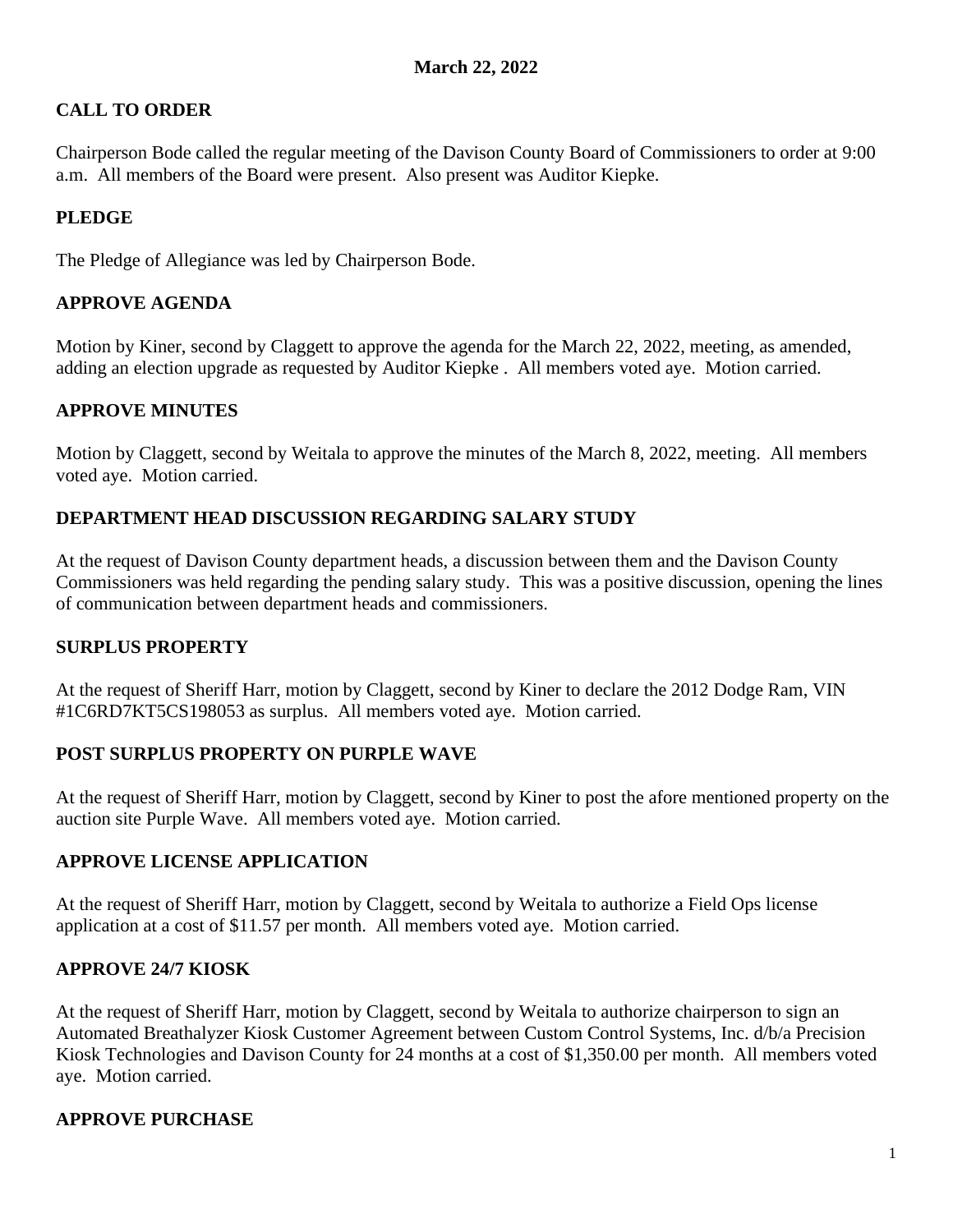**March 22, 2022**

## CALL TO ORDER

Chairperson Bode called the regular meeting of the Davison County Board of Commissioners to order at 9:00 a.m. All members of the Board were present. Also present was Auditor Kiepke.

## PLEDGE

The Pledge of Allegiance was led by Chairperson Bode.

## APPROVE AGENDA

Motion by Kiner, second by Claggett to approve the agenda for the March 22, 2022, meeting, as amended, adding an election upgrade as requested by Auditor Kiepke . All members voted aye. Motion carried.

## APPROVE MINUTES

Motion by Claggett, second by Weitala to approve the minutes of the March 8, 2022, meeting. All members voted aye. Motion carried.

## DEPARTMENT HEAD DISCUSSION REGARDING SALARY STUDY

At the request of Davison County department heads, a discussion between them and the Davison County Commissioners was held regarding the pending salary study. This was a positive discussion, opening the lines of communication between department heads and commissioners.

## SURPLUS PROPERTY

At the request of Sheriff Harr, motion by Claggett, second by Kiner to declare the 2012 Dodge Ram, VIN #1C6RD7KT5CS198053 as surplus. All members voted aye. Motion carried.

## POST SURPLUS PROPERTY ON PURPLE WAVE

At the request of Sheriff Harr, motion by Claggett, second by Kiner to post the afore mentioned property on the auction site Purple Wave. All members voted aye. Motion carried.

## APPROVE LICENSE APPLICATION

At the request of Sheriff Harr, motion by Claggett, second by Weitala to authorize a Field Ops license application at a cost of $11.57 per month. All members voted aye. Motion carried.

## APPROVE 24/7 KIOSK

At the request of Sheriff Harr, motion by Claggett, second by Weitala to authorize chairperson to sign an Automated Breathalyzer Kiosk Customer Agreement between Custom Control Systems, Inc. d/b/a Precision Kiosk Technologies and Davison County for 24 months at a cost of $1,350.00 per month. All members voted aye. Motion carried.

## APPROVE PURCHASE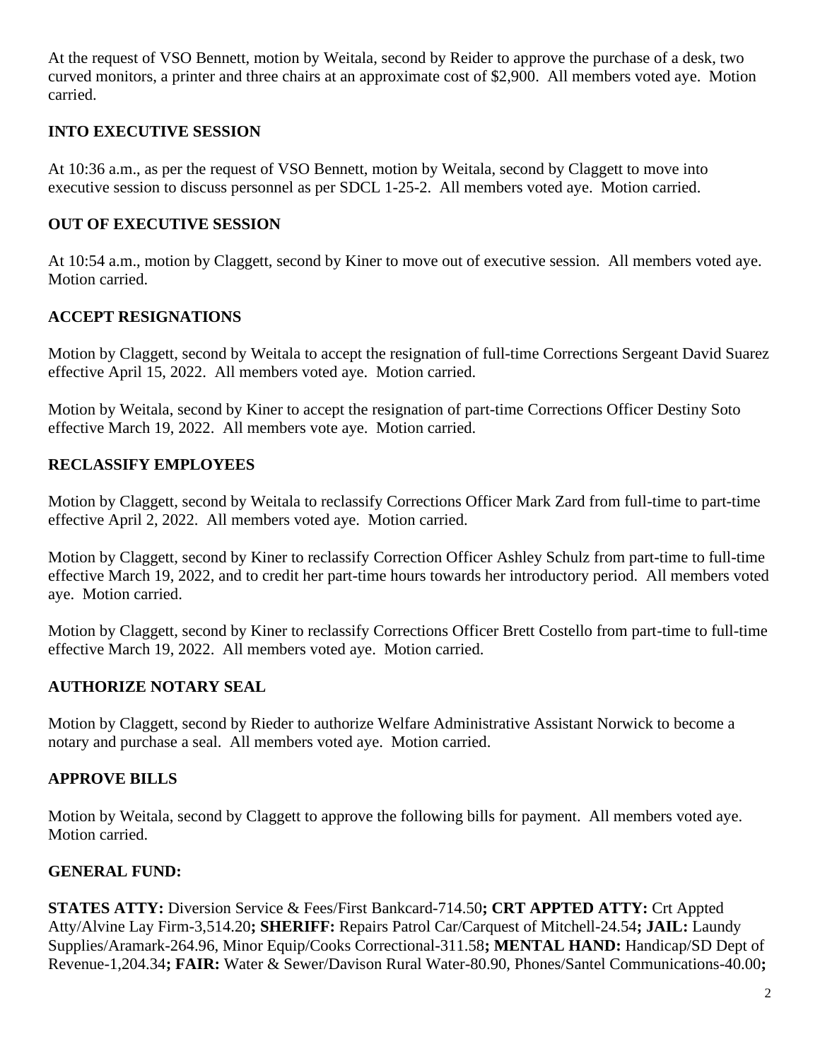At the request of VSO Bennett, motion by Weitala, second by Reider to approve the purchase of a desk, two curved monitors, a printer and three chairs at an approximate cost of $2,900. All members voted aye. Motion carried.

### INTO EXECUTIVE SESSION

At 10:36 a.m., as per the request of VSO Bennett, motion by Weitala, second by Claggett to move into executive session to discuss personnel as per SDCL 1-25-2. All members voted aye. Motion carried.

### OUT OF EXECUTIVE SESSION

At 10:54 a.m., motion by Claggett, second by Kiner to move out of executive session. All members voted aye. Motion carried.

### ACCEPT RESIGNATIONS

Motion by Claggett, second by Weitala to accept the resignation of full-time Corrections Sergeant David Suarez effective April 15, 2022. All members voted aye. Motion carried.

Motion by Weitala, second by Kiner to accept the resignation of part-time Corrections Officer Destiny Soto effective March 19, 2022. All members vote aye. Motion carried.

### RECLASSIFY EMPLOYEES

Motion by Claggett, second by Weitala to reclassify Corrections Officer Mark Zard from full-time to part-time effective April 2, 2022. All members voted aye. Motion carried.

Motion by Claggett, second by Kiner to reclassify Correction Officer Ashley Schulz from part-time to full-time effective March 19, 2022, and to credit her part-time hours towards her introductory period. All members voted aye. Motion carried.

Motion by Claggett, second by Kiner to reclassify Corrections Officer Brett Costello from part-time to full-time effective March 19, 2022. All members voted aye. Motion carried.

### AUTHORIZE NOTARY SEAL

Motion by Claggett, second by Rieder to authorize Welfare Administrative Assistant Norwick to become a notary and purchase a seal. All members voted aye. Motion carried.

### APPROVE BILLS

Motion by Weitala, second by Claggett to approve the following bills for payment. All members voted aye. Motion carried.

### GENERAL FUND:

**STATES ATTY:** Diversion Service & Fees/First Bankcard-714.50**; CRT APPTED ATTY:** Crt Appted Atty/Alvine Lay Firm-3,514.20**; SHERIFF:** Repairs Patrol Car/Carquest of Mitchell-24.54**; JAIL:** Laundy Supplies/Aramark-264.96, Minor Equip/Cooks Correctional-311.58**; MENTAL HAND:** Handicap/SD Dept of Revenue-1,204.34**; FAIR:** Water & Sewer/Davison Rural Water-80.90, Phones/Santel Communications-40.00**;**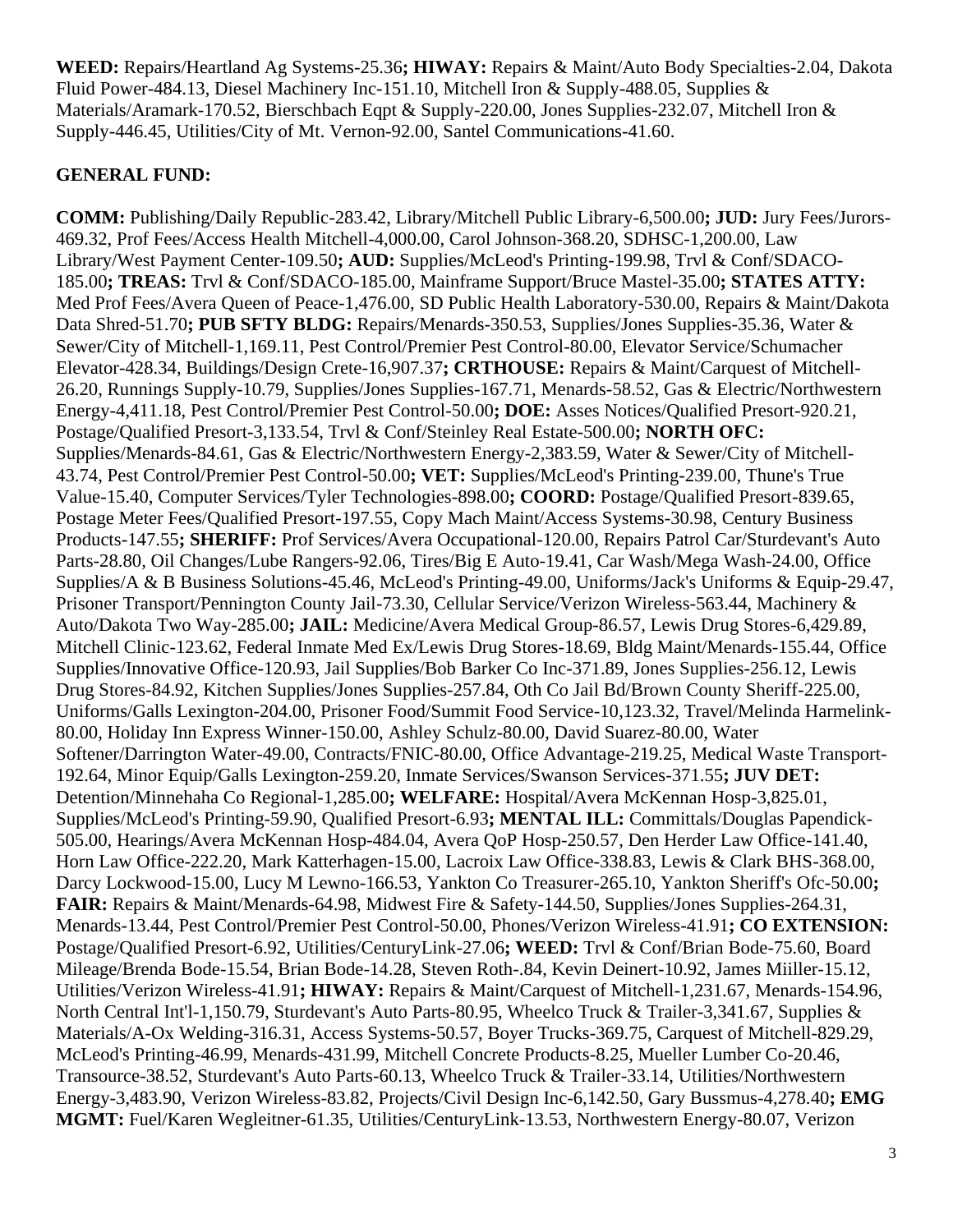**WEED:** Repairs/Heartland Ag Systems-25.36**; HIWAY:** Repairs & Maint/Auto Body Specialties-2.04, Dakota Fluid Power-484.13, Diesel Machinery Inc-151.10, Mitchell Iron & Supply-488.05, Supplies & Materials/Aramark-170.52, Bierschbach Eqpt & Supply-220.00, Jones Supplies-232.07, Mitchell Iron & Supply-446.45, Utilities/City of Mt. Vernon-92.00, Santel Communications-41.60.

**GENERAL FUND:**

**COMM:** Publishing/Daily Republic-283.42, Library/Mitchell Public Library-6,500.00**; JUD:** Jury Fees/Jurors-469.32, Prof Fees/Access Health Mitchell-4,000.00, Carol Johnson-368.20, SDHSC-1,200.00, Law Library/West Payment Center-109.50**; AUD:** Supplies/McLeod's Printing-199.98, Trvl & Conf/SDACO-185.00**; TREAS:** Trvl & Conf/SDACO-185.00, Mainframe Support/Bruce Mastel-35.00**; STATES ATTY:** Med Prof Fees/Avera Queen of Peace-1,476.00, SD Public Health Laboratory-530.00, Repairs & Maint/Dakota Data Shred-51.70**; PUB SFTY BLDG:** Repairs/Menards-350.53, Supplies/Jones Supplies-35.36, Water & Sewer/City of Mitchell-1,169.11, Pest Control/Premier Pest Control-80.00, Elevator Service/Schumacher Elevator-428.34, Buildings/Design Crete-16,907.37**; CRTHOUSE:** Repairs & Maint/Carquest of Mitchell-26.20, Runnings Supply-10.79, Supplies/Jones Supplies-167.71, Menards-58.52, Gas & Electric/Northwestern Energy-4,411.18, Pest Control/Premier Pest Control-50.00**; DOE:** Asses Notices/Qualified Presort-920.21, Postage/Qualified Presort-3,133.54, Trvl & Conf/Steinley Real Estate-500.00**; NORTH OFC:** Supplies/Menards-84.61, Gas & Electric/Northwestern Energy-2,383.59, Water & Sewer/City of Mitchell-43.74, Pest Control/Premier Pest Control-50.00**; VET:** Supplies/McLeod's Printing-239.00, Thune's True Value-15.40, Computer Services/Tyler Technologies-898.00**; COORD:** Postage/Qualified Presort-839.65, Postage Meter Fees/Qualified Presort-197.55, Copy Mach Maint/Access Systems-30.98, Century Business Products-147.55**; SHERIFF:** Prof Services/Avera Occupational-120.00, Repairs Patrol Car/Sturdevant's Auto Parts-28.80, Oil Changes/Lube Rangers-92.06, Tires/Big E Auto-19.41, Car Wash/Mega Wash-24.00, Office Supplies/A & B Business Solutions-45.46, McLeod's Printing-49.00, Uniforms/Jack's Uniforms & Equip-29.47, Prisoner Transport/Pennington County Jail-73.30, Cellular Service/Verizon Wireless-563.44, Machinery & Auto/Dakota Two Way-285.00**; JAIL:** Medicine/Avera Medical Group-86.57, Lewis Drug Stores-6,429.89, Mitchell Clinic-123.62, Federal Inmate Med Ex/Lewis Drug Stores-18.69, Bldg Maint/Menards-155.44, Office Supplies/Innovative Office-120.93, Jail Supplies/Bob Barker Co Inc-371.89, Jones Supplies-256.12, Lewis Drug Stores-84.92, Kitchen Supplies/Jones Supplies-257.84, Oth Co Jail Bd/Brown County Sheriff-225.00, Uniforms/Galls Lexington-204.00, Prisoner Food/Summit Food Service-10,123.32, Travel/Melinda Harmelink-80.00, Holiday Inn Express Winner-150.00, Ashley Schulz-80.00, David Suarez-80.00, Water Softener/Darrington Water-49.00, Contracts/FNIC-80.00, Office Advantage-219.25, Medical Waste Transport-192.64, Minor Equip/Galls Lexington-259.20, Inmate Services/Swanson Services-371.55**; JUV DET:** Detention/Minnehaha Co Regional-1,285.00**; WELFARE:** Hospital/Avera McKennan Hosp-3,825.01, Supplies/McLeod's Printing-59.90, Qualified Presort-6.93**; MENTAL ILL:** Committals/Douglas Papendick-505.00, Hearings/Avera McKennan Hosp-484.04, Avera QoP Hosp-250.57, Den Herder Law Office-141.40, Horn Law Office-222.20, Mark Katterhagen-15.00, Lacroix Law Office-338.83, Lewis & Clark BHS-368.00, Darcy Lockwood-15.00, Lucy M Lewno-166.53, Yankton Co Treasurer-265.10, Yankton Sheriff's Ofc-50.00**; FAIR:** Repairs & Maint/Menards-64.98, Midwest Fire & Safety-144.50, Supplies/Jones Supplies-264.31, Menards-13.44, Pest Control/Premier Pest Control-50.00, Phones/Verizon Wireless-41.91**; CO EXTENSION:** Postage/Qualified Presort-6.92, Utilities/CenturyLink-27.06**; WEED:** Trvl & Conf/Brian Bode-75.60, Board Mileage/Brenda Bode-15.54, Brian Bode-14.28, Steven Roth-.84, Kevin Deinert-10.92, James Miiller-15.12, Utilities/Verizon Wireless-41.91**; HIWAY:** Repairs & Maint/Carquest of Mitchell-1,231.67, Menards-154.96, North Central Int'l-1,150.79, Sturdevant's Auto Parts-80.95, Wheelco Truck & Trailer-3,341.67, Supplies & Materials/A-Ox Welding-316.31, Access Systems-50.57, Boyer Trucks-369.75, Carquest of Mitchell-829.29, McLeod's Printing-46.99, Menards-431.99, Mitchell Concrete Products-8.25, Mueller Lumber Co-20.46, Transource-38.52, Sturdevant's Auto Parts-60.13, Wheelco Truck & Trailer-33.14, Utilities/Northwestern Energy-3,483.90, Verizon Wireless-83.82, Projects/Civil Design Inc-6,142.50, Gary Bussmus-4,278.40**; EMG MGMT:** Fuel/Karen Wegleitner-61.35, Utilities/CenturyLink-13.53, Northwestern Energy-80.07, Verizon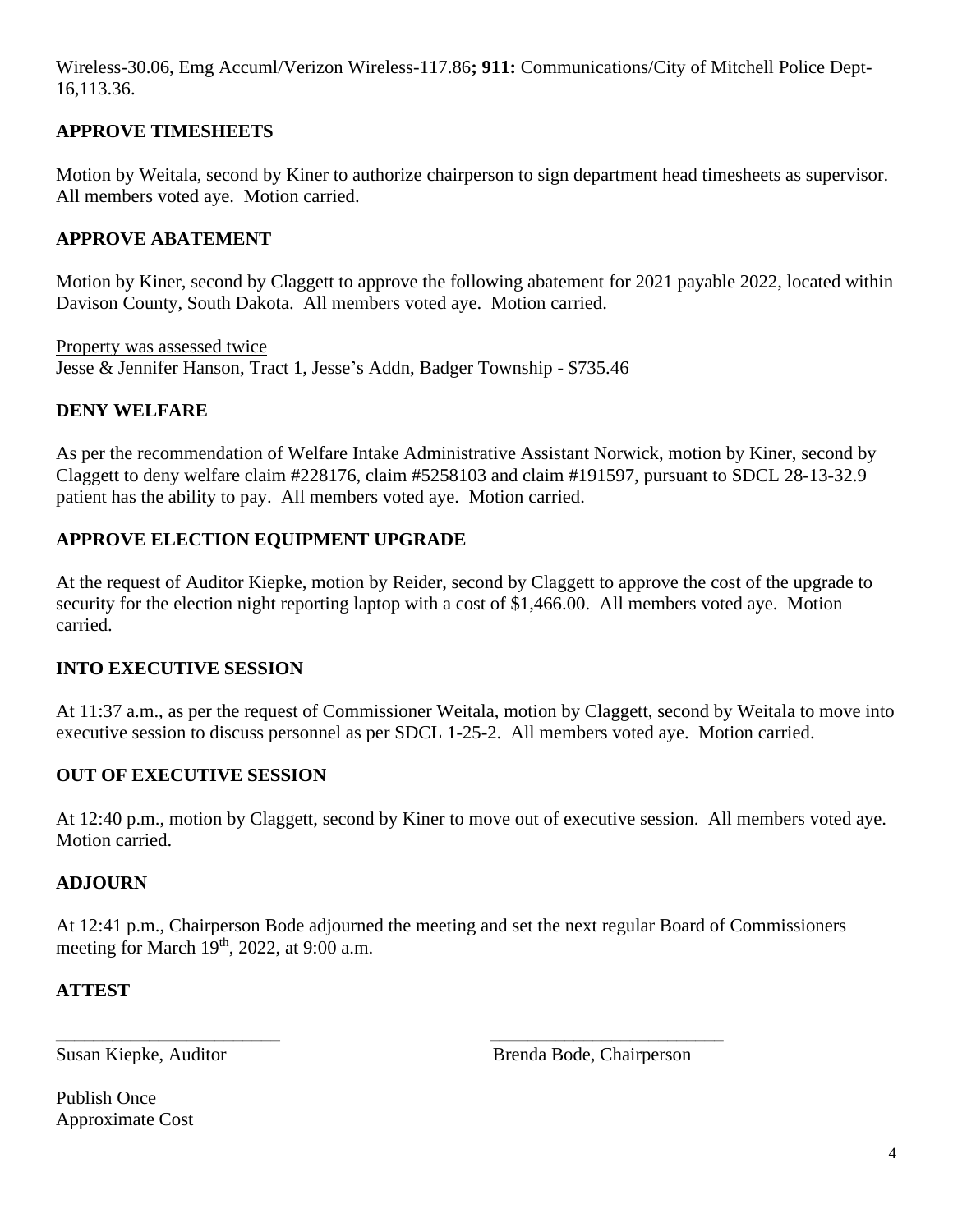Wireless-30.06, Emg Accuml/Verizon Wireless-117.86**; 911:** Communications/City of Mitchell Police Dept-16,113.36.

**APPROVE TIMESHEETS**

Motion by Weitala, second by Kiner to authorize chairperson to sign department head timesheets as supervisor. All members voted aye. Motion carried.

**APPROVE ABATEMENT**

Motion by Kiner, second by Claggett to approve the following abatement for 2021 payable 2022, located within Davison County, South Dakota. All members voted aye. Motion carried.

Property was assessed twice
Jesse & Jennifer Hanson, Tract 1, Jesse's Addn, Badger Township - $735.46

**DENY WELFARE**

As per the recommendation of Welfare Intake Administrative Assistant Norwick, motion by Kiner, second by Claggett to deny welfare claim #228176, claim #5258103 and claim #191597, pursuant to SDCL 28-13-32.9 patient has the ability to pay. All members voted aye. Motion carried.

**APPROVE ELECTION EQUIPMENT UPGRADE**

At the request of Auditor Kiepke, motion by Reider, second by Claggett to approve the cost of the upgrade to security for the election night reporting laptop with a cost of $1,466.00. All members voted aye. Motion carried.

**INTO EXECUTIVE SESSION**

At 11:37 a.m., as per the request of Commissioner Weitala, motion by Claggett, second by Weitala to move into executive session to discuss personnel as per SDCL 1-25-2. All members voted aye. Motion carried.

**OUT OF EXECUTIVE SESSION**

At 12:40 p.m., motion by Claggett, second by Kiner to move out of executive session. All members voted aye. Motion carried.

**ADJOURN**

At 12:41 p.m., Chairperson Bode adjourned the meeting and set the next regular Board of Commissioners meeting for March 19th, 2022, at 9:00 a.m.

**ATTEST**

\_\_\_\_\_\_\_\_\_\_\_\_\_\_\_\_\_\_\_\_\_\_\_\_ \_\_\_\_\_\_\_\_\_\_\_\_\_\_\_\_\_\_\_\_\_\_\_\_

Susan Kiepke, Auditor Brenda Bode, Chairperson

Publish Once
Approximate Cost